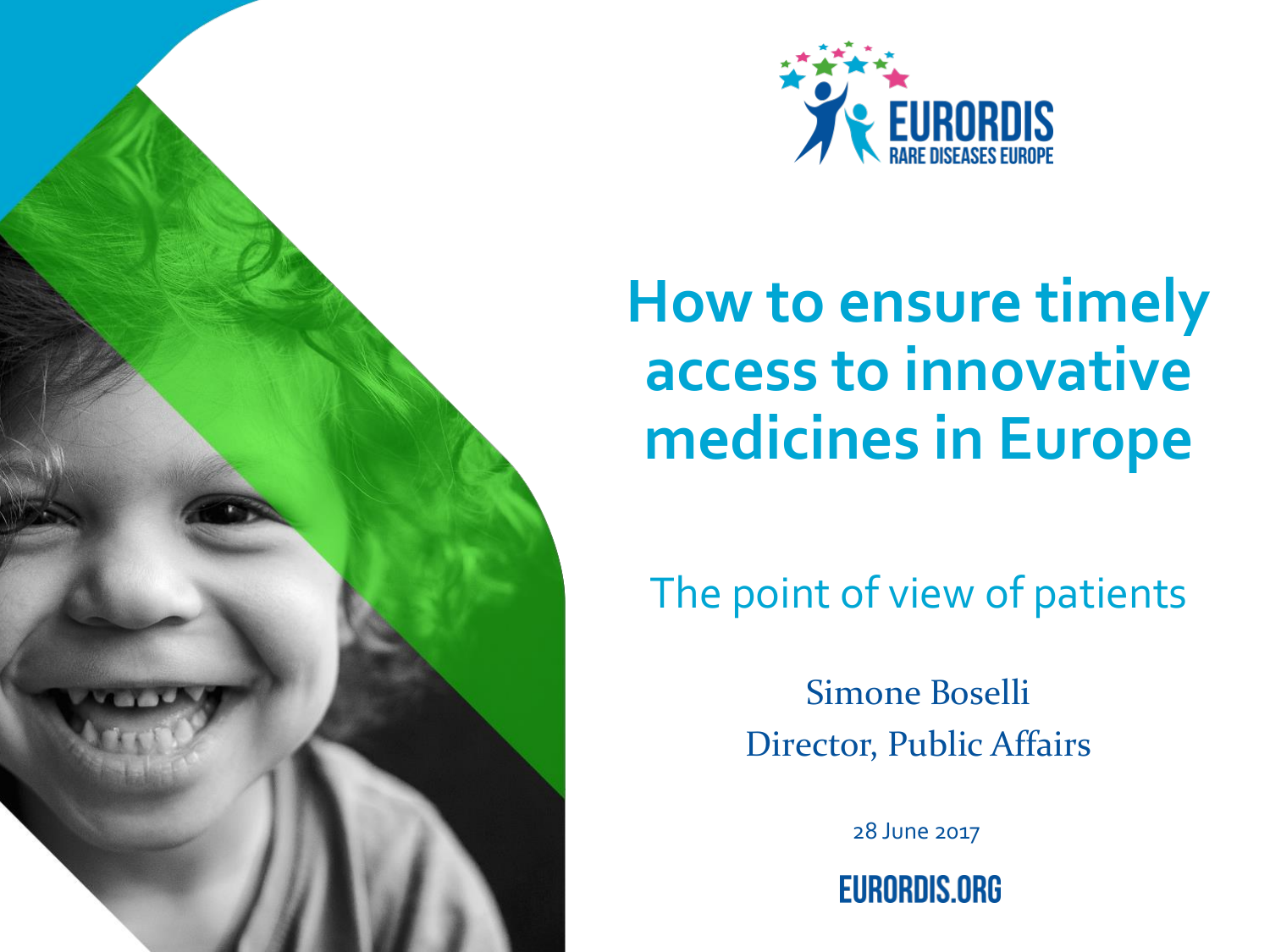EURORDIS
RARE DISEASES EUROPE

# How to ensure timely access to innovative medicines in Europe

## The point of view of patients

Simone Boselli
Director, Public Affairs

28 June 2017

EURORDIS.ORG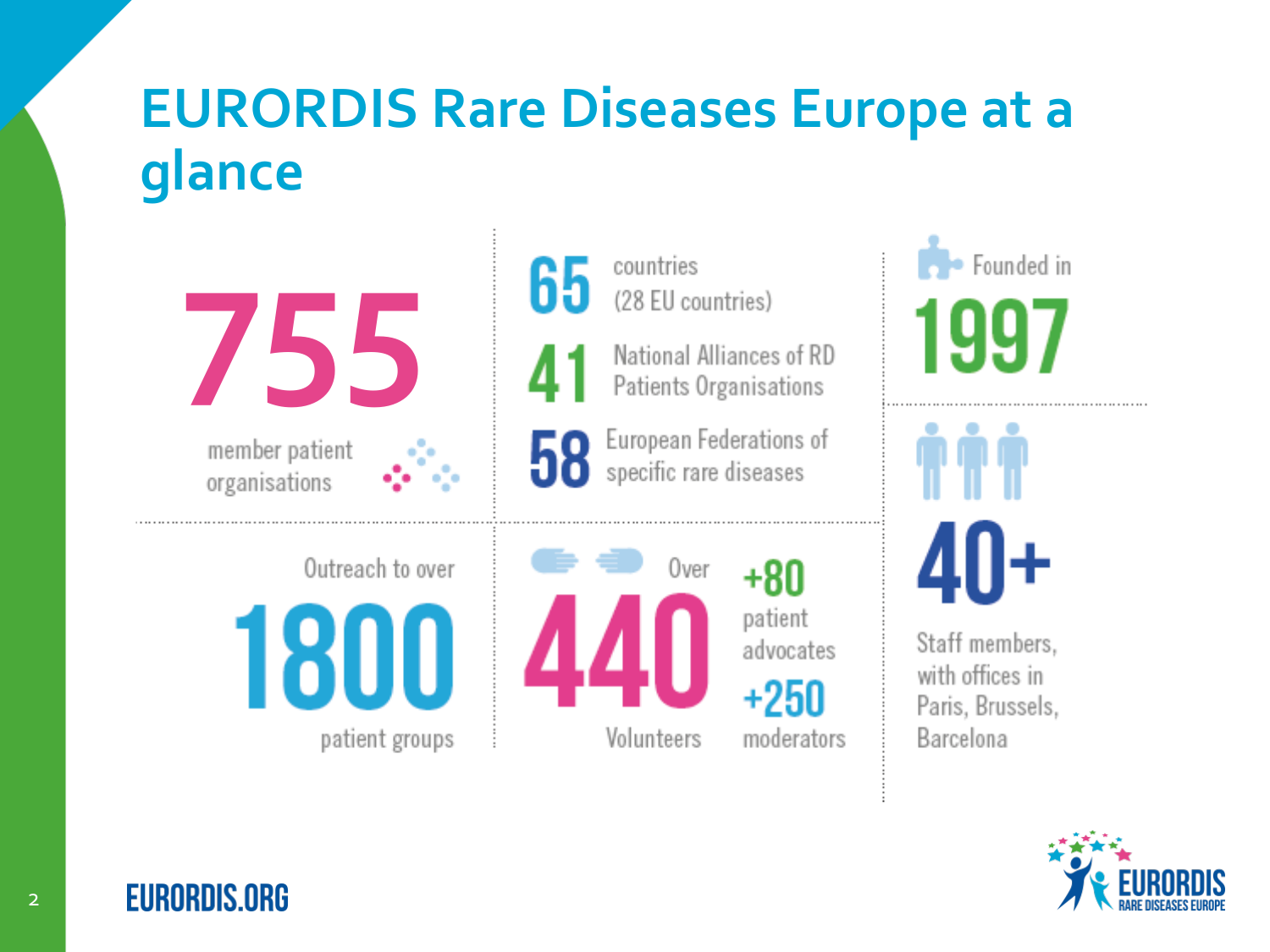# EURORDIS Rare Diseases Europe at a glance

**755** member patient organisations

**65** countries (28 EU countries)

**41** National Alliances of RD Patients Organisations

**58** European Federations of specific rare diseases

Founded in **1997**

Outreach to over **1800** patient groups

Over **440** Volunteers

**+80** patient advocates

**+250** moderators

**40+** Staff members, with offices in Paris, Brussels, Barcelona

EURORDIS.ORG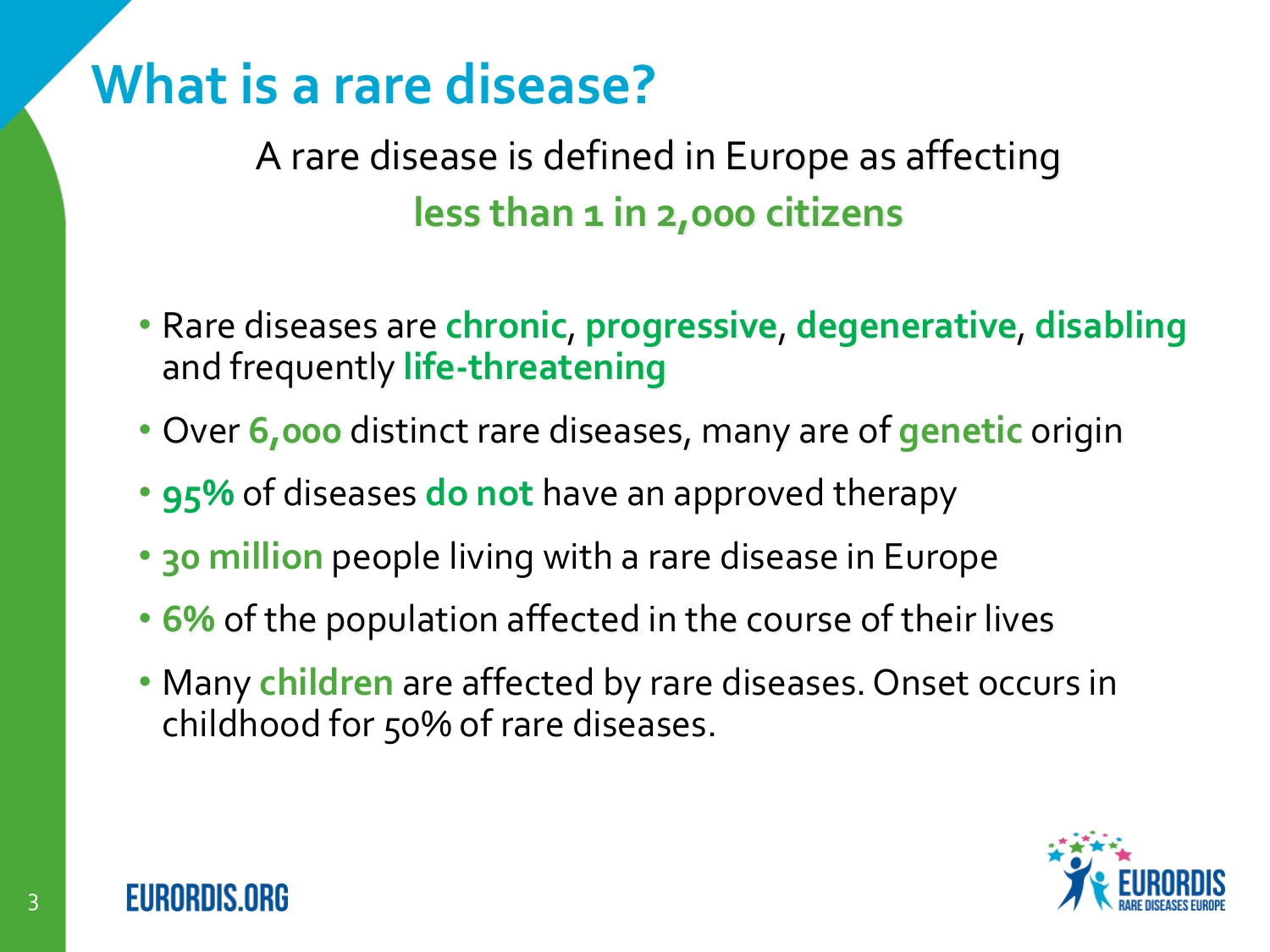# What is a rare disease?

A rare disease is defined in Europe as affecting **less than 1 in 2,000 citizens**

- Rare diseases are **chronic**, **progressive**, **degenerative**, **disabling** and frequently **life-threatening**
- Over **6,000** distinct rare diseases, many are of **genetic** origin
- **95%** of diseases **do not** have an approved therapy
- **30 million** people living with a rare disease in Europe
- **6%** of the population affected in the course of their lives
- Many **children** are affected by rare diseases. Onset occurs in childhood for 50% of rare diseases.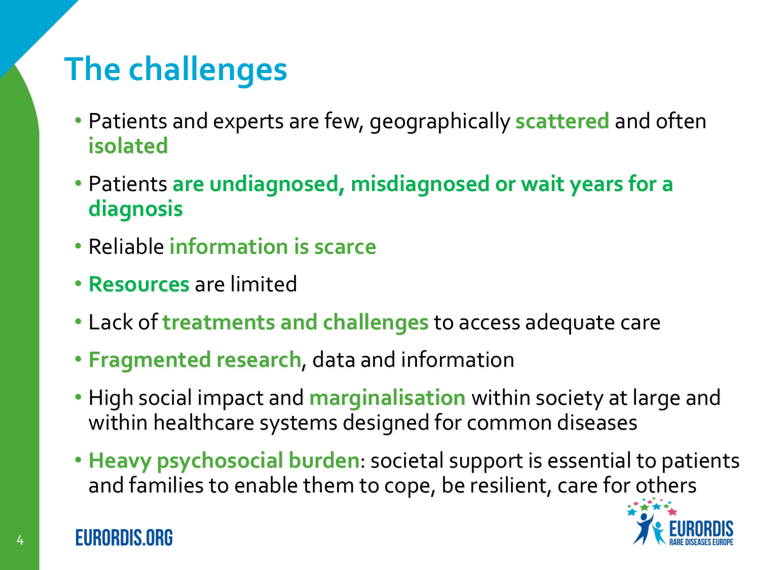# The challenges

- Patients and experts are few, geographically **scattered** and often **isolated**
- Patients **are undiagnosed, misdiagnosed or wait years for a diagnosis**
- Reliable **information is scarce**
- **Resources** are limited
- Lack of **treatments and challenges** to access adequate care
- **Fragmented research**, data and information
- High social impact and **marginalisation** within society at large and within healthcare systems designed for common diseases
- **Heavy psychosocial burden**: societal support is essential to patients and families to enable them to cope, be resilient, care for others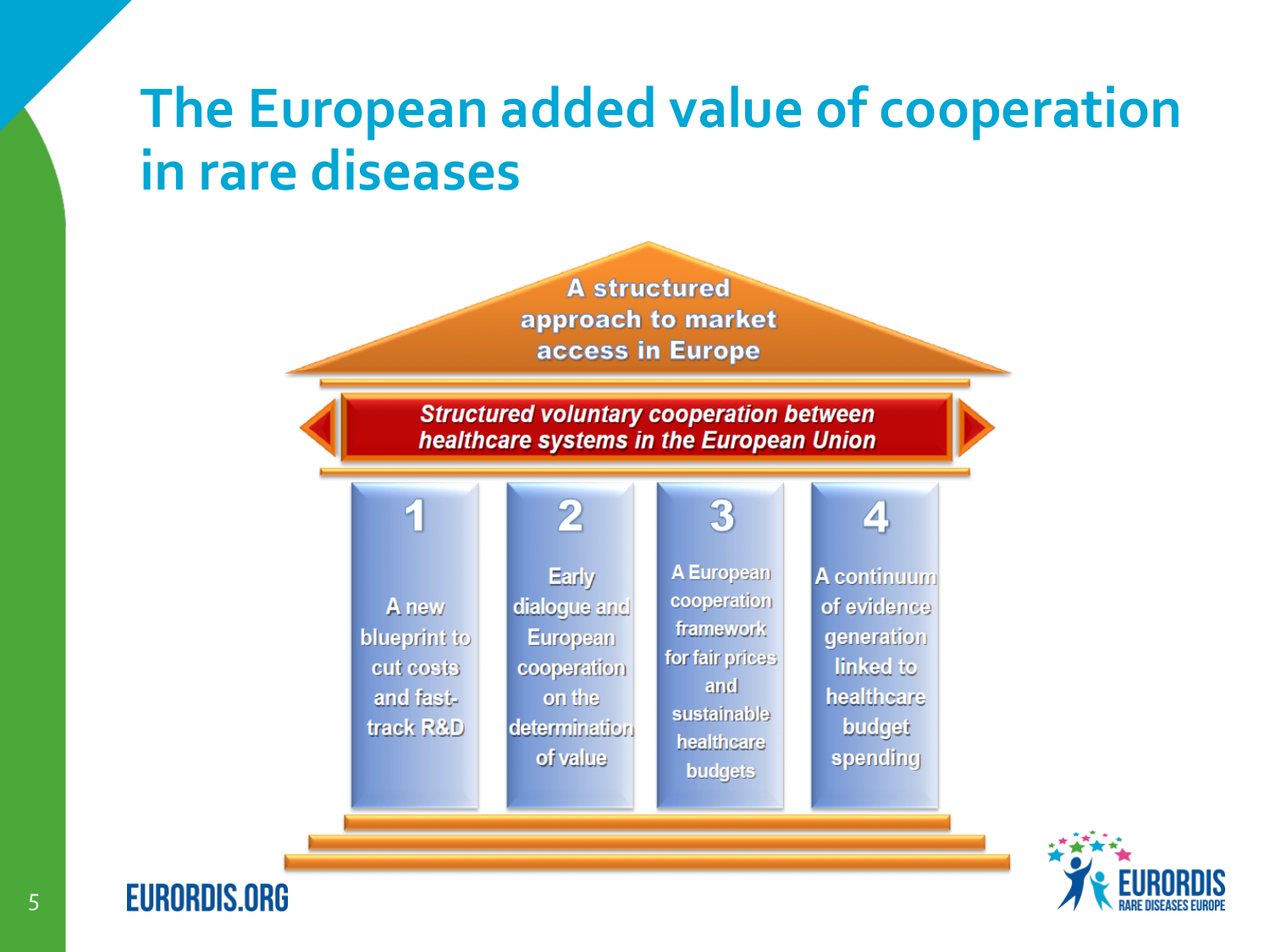# The European added value of cooperation in rare diseases

**A structured approach to market access in Europe**

***Structured voluntary cooperation between healthcare systems in the European Union***

1. A new blueprint to cut costs and fast-track R&D
2. Early dialogue and European cooperation on the determination of value
3. A European cooperation framework for fair prices and sustainable healthcare budgets
4. A continuum of evidence generation linked to healthcare budget spending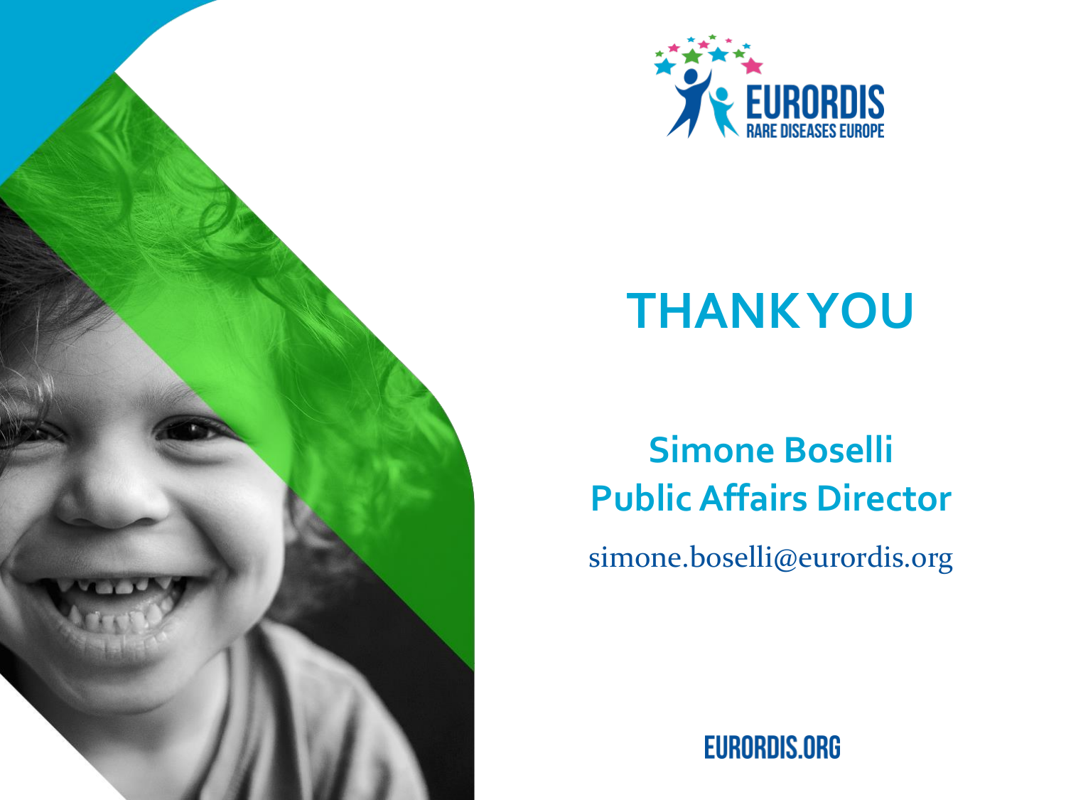EURORDIS

RARE DISEASES EUROPE

# THANK YOU

**Simone Boselli**
**Public Affairs Director**

simone.boselli@eurordis.org

EURORDIS.ORG